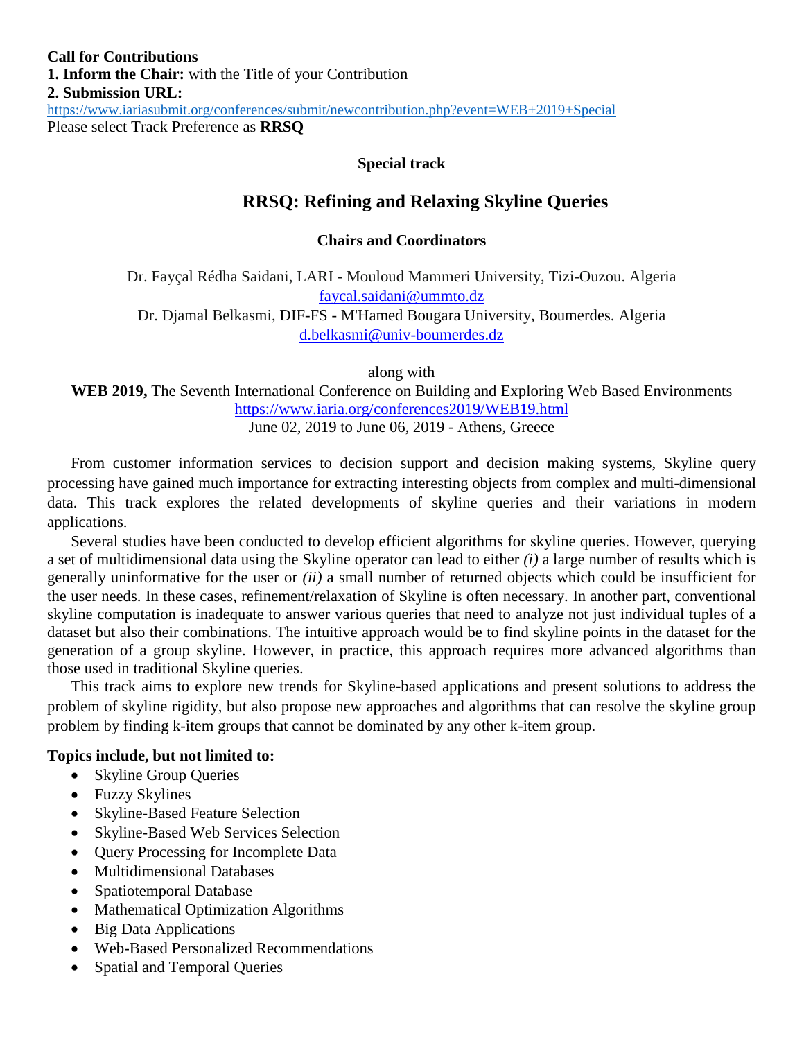**Call for Contributions**

**1. Inform the Chair:** with the Title of your Contribution

**2. Submission URL:**

https://www.iariasubmit.org/conferences/submit/newcontribution.php?event=WEB+2019+Special

Please select Track Preference as **RRSQ**

**Special track**

# RRSQ: Refining and Relaxing Skyline Queries

**Chairs and Coordinators**

Dr. Fayçal Rédha Saidani, LARI - Mouloud Mammeri University, Tizi-Ouzou. Algeria
faycal.saidani@ummto.dz

Dr. Djamal Belkasmi, DIF-FS - M'Hamed Bougara University, Boumerdes. Algeria
d.belkasmi@univ-boumerdes.dz

along with

**WEB 2019,** The Seventh International Conference on Building and Exploring Web Based Environments
https://www.iaria.org/conferences2019/WEB19.html
June 02, 2019 to June 06, 2019 - Athens, Greece

From customer information services to decision support and decision making systems, Skyline query processing have gained much importance for extracting interesting objects from complex and multi-dimensional data. This track explores the related developments of skyline queries and their variations in modern applications.

Several studies have been conducted to develop efficient algorithms for skyline queries. However, querying a set of multidimensional data using the Skyline operator can lead to either *(i)* a large number of results which is generally uninformative for the user or *(ii)* a small number of returned objects which could be insufficient for the user needs. In these cases, refinement/relaxation of Skyline is often necessary. In another part, conventional skyline computation is inadequate to answer various queries that need to analyze not just individual tuples of a dataset but also their combinations. The intuitive approach would be to find skyline points in the dataset for the generation of a group skyline. However, in practice, this approach requires more advanced algorithms than those used in traditional Skyline queries.

This track aims to explore new trends for Skyline-based applications and present solutions to address the problem of skyline rigidity, but also propose new approaches and algorithms that can resolve the skyline group problem by finding k-item groups that cannot be dominated by any other k-item group.

**Topics include, but not limited to:**

- Skyline Group Queries
- Fuzzy Skylines
- Skyline-Based Feature Selection
- Skyline-Based Web Services Selection
- Query Processing for Incomplete Data
- Multidimensional Databases
- Spatiotemporal Database
- Mathematical Optimization Algorithms
- Big Data Applications
- Web-Based Personalized Recommendations
- Spatial and Temporal Queries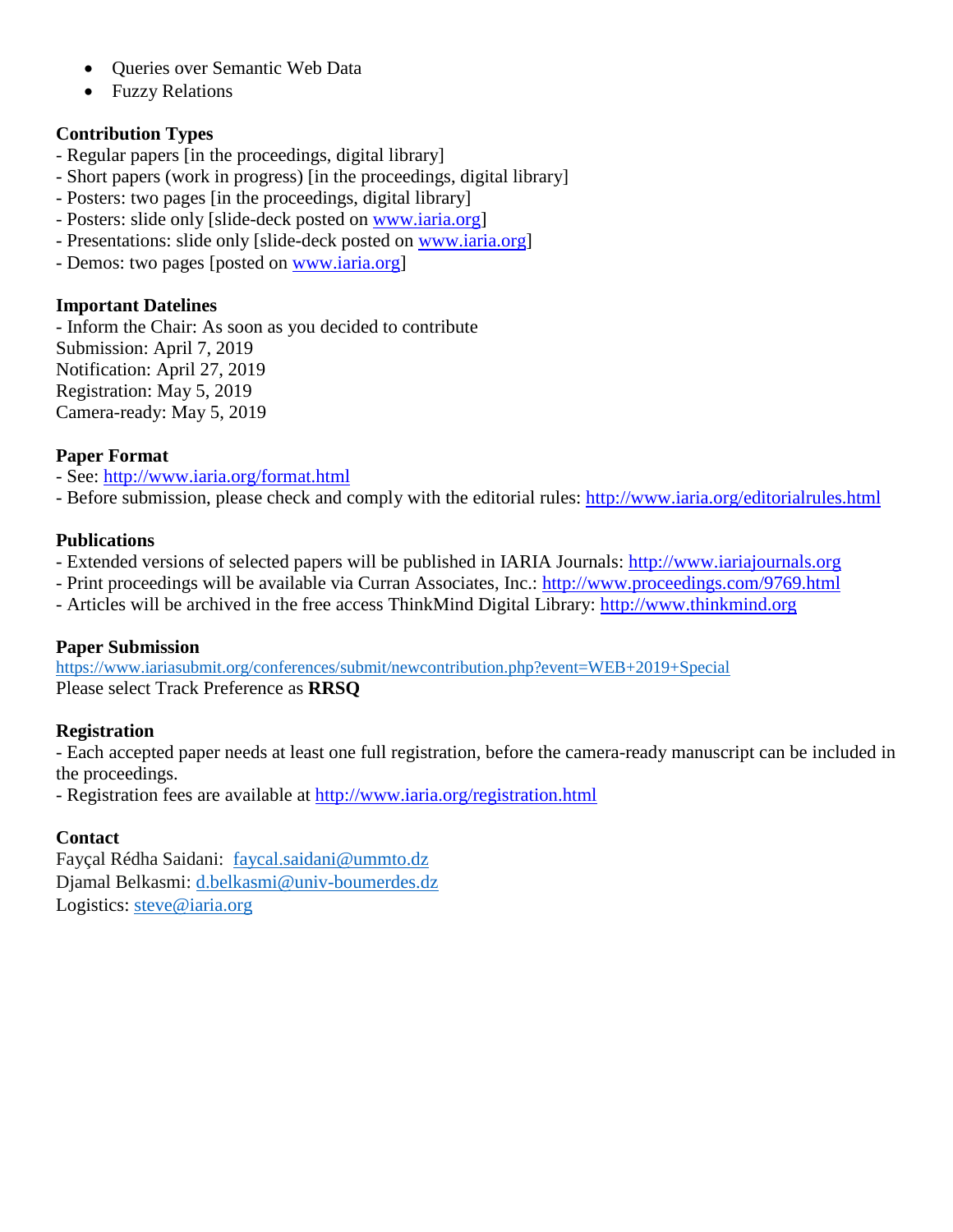- Queries over Semantic Web Data
- Fuzzy Relations

**Contribution Types**

- Regular papers [in the proceedings, digital library]
- Short papers (work in progress) [in the proceedings, digital library]
- Posters: two pages [in the proceedings, digital library]
- Posters: slide only [slide-deck posted on www.iaria.org]
- Presentations: slide only [slide-deck posted on www.iaria.org]
- Demos: two pages [posted on www.iaria.org]

**Important Datelines**

- Inform the Chair: As soon as you decided to contribute
Submission: April 7, 2019
Notification: April 27, 2019
Registration: May 5, 2019
Camera-ready: May 5, 2019

**Paper Format**

- See: http://www.iaria.org/format.html
- Before submission, please check and comply with the editorial rules: http://www.iaria.org/editorialrules.html

**Publications**

- Extended versions of selected papers will be published in IARIA Journals: http://www.iariajournals.org
- Print proceedings will be available via Curran Associates, Inc.: http://www.proceedings.com/9769.html
- Articles will be archived in the free access ThinkMind Digital Library: http://www.thinkmind.org

**Paper Submission**

https://www.iariasubmit.org/conferences/submit/newcontribution.php?event=WEB+2019+Special
Please select Track Preference as **RRSQ**

**Registration**

- Each accepted paper needs at least one full registration, before the camera-ready manuscript can be included in the proceedings.
- Registration fees are available at http://www.iaria.org/registration.html

**Contact**

Fayçal Rédha Saidani: faycal.saidani@ummto.dz
Djamal Belkasmi: d.belkasmi@univ-boumerdes.dz
Logistics: steve@iaria.org